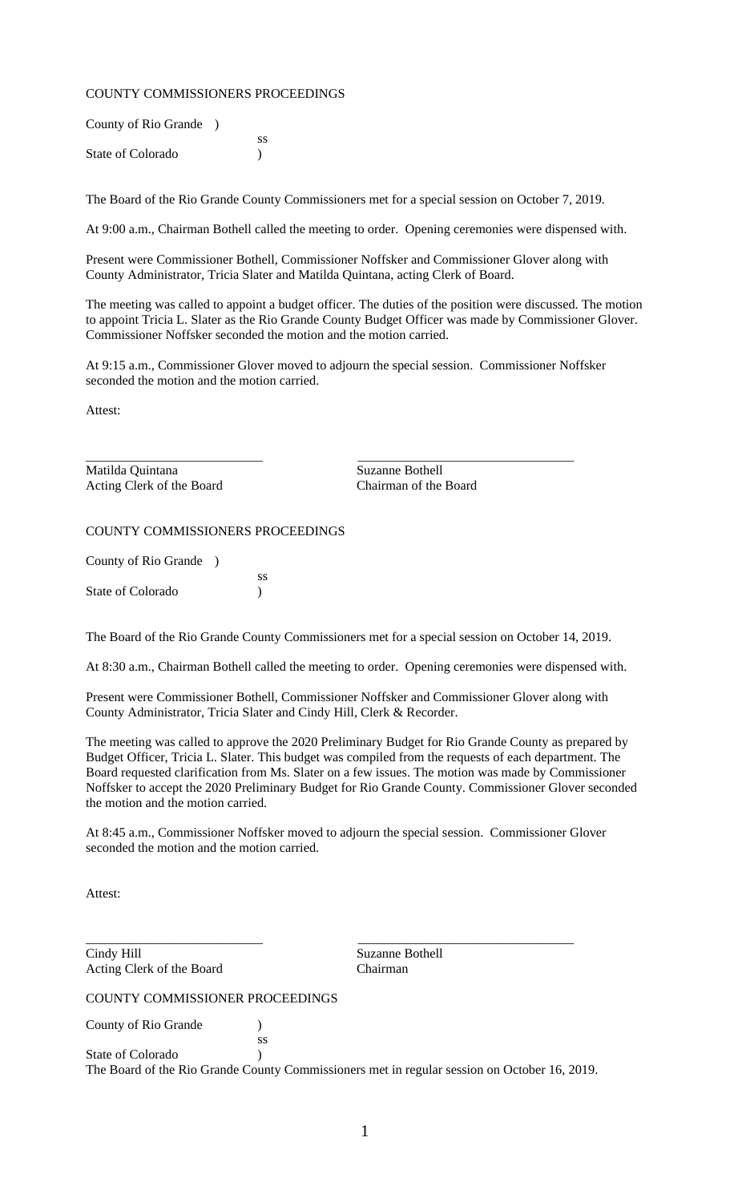COUNTY COMMISSIONERS PROCEEDINGS

County of Rio Grande )
ss
State of Colorado )

The Board of the Rio Grande County Commissioners met for a special session on October 7, 2019.

At 9:00 a.m., Chairman Bothell called the meeting to order. Opening ceremonies were dispensed with.

Present were Commissioner Bothell, Commissioner Noffsker and Commissioner Glover along with County Administrator, Tricia Slater and Matilda Quintana, acting Clerk of Board.

The meeting was called to appoint a budget officer. The duties of the position were discussed. The motion to appoint Tricia L. Slater as the Rio Grande County Budget Officer was made by Commissioner Glover. Commissioner Noffsker seconded the motion and the motion carried.

At 9:15 a.m., Commissioner Glover moved to adjourn the special session. Commissioner Noffsker seconded the motion and the motion carried.

Attest:

| \_\_\_\_\_\_\_\_\_\_\_\_\_\_\_\_\_\_\_\_\_\_\_\_\_\_\_ | \_\_\_\_\_\_\_\_\_\_\_\_\_\_\_\_\_\_\_\_\_\_\_\_\_\_\_\_\_\_\_\_\_ |
|---|---|
| Matilda Quintana | Suzanne Bothell |
| Acting Clerk of the Board | Chairman of the Board |

COUNTY COMMISSIONERS PROCEEDINGS

County of Rio Grande )
ss
State of Colorado )

The Board of the Rio Grande County Commissioners met for a special session on October 14, 2019.

At 8:30 a.m., Chairman Bothell called the meeting to order. Opening ceremonies were dispensed with.

Present were Commissioner Bothell, Commissioner Noffsker and Commissioner Glover along with County Administrator, Tricia Slater and Cindy Hill, Clerk & Recorder.

The meeting was called to approve the 2020 Preliminary Budget for Rio Grande County as prepared by Budget Officer, Tricia L. Slater. This budget was compiled from the requests of each department. The Board requested clarification from Ms. Slater on a few issues. The motion was made by Commissioner Noffsker to accept the 2020 Preliminary Budget for Rio Grande County. Commissioner Glover seconded the motion and the motion carried.

At 8:45 a.m., Commissioner Noffsker moved to adjourn the special session. Commissioner Glover seconded the motion and the motion carried.

Attest:

| \_\_\_\_\_\_\_\_\_\_\_\_\_\_\_\_\_\_\_\_\_\_\_\_\_\_\_ | \_\_\_\_\_\_\_\_\_\_\_\_\_\_\_\_\_\_\_\_\_\_\_\_\_\_\_\_\_\_\_\_\_ |
|---|---|
| Cindy Hill | Suzanne Bothell |
| Acting Clerk of the Board | Chairman |

COUNTY COMMISSIONER PROCEEDINGS

County of Rio Grande )
ss
State of Colorado )

The Board of the Rio Grande County Commissioners met in regular session on October 16, 2019.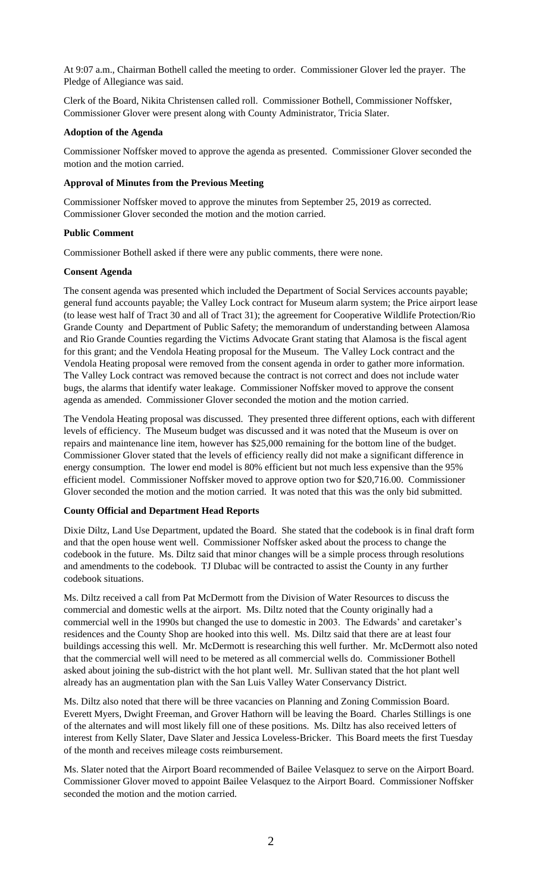At 9:07 a.m., Chairman Bothell called the meeting to order. Commissioner Glover led the prayer. The Pledge of Allegiance was said.

Clerk of the Board, Nikita Christensen called roll. Commissioner Bothell, Commissioner Noffsker, Commissioner Glover were present along with County Administrator, Tricia Slater.

**Adoption of the Agenda**

Commissioner Noffsker moved to approve the agenda as presented. Commissioner Glover seconded the motion and the motion carried.

**Approval of Minutes from the Previous Meeting**

Commissioner Noffsker moved to approve the minutes from September 25, 2019 as corrected. Commissioner Glover seconded the motion and the motion carried.

**Public Comment**

Commissioner Bothell asked if there were any public comments, there were none.

**Consent Agenda**

The consent agenda was presented which included the Department of Social Services accounts payable; general fund accounts payable; the Valley Lock contract for Museum alarm system; the Price airport lease (to lease west half of Tract 30 and all of Tract 31); the agreement for Cooperative Wildlife Protection/Rio Grande County and Department of Public Safety; the memorandum of understanding between Alamosa and Rio Grande Counties regarding the Victims Advocate Grant stating that Alamosa is the fiscal agent for this grant; and the Vendola Heating proposal for the Museum. The Valley Lock contract and the Vendola Heating proposal were removed from the consent agenda in order to gather more information. The Valley Lock contract was removed because the contract is not correct and does not include water bugs, the alarms that identify water leakage. Commissioner Noffsker moved to approve the consent agenda as amended. Commissioner Glover seconded the motion and the motion carried.

The Vendola Heating proposal was discussed. They presented three different options, each with different levels of efficiency. The Museum budget was discussed and it was noted that the Museum is over on repairs and maintenance line item, however has $25,000 remaining for the bottom line of the budget. Commissioner Glover stated that the levels of efficiency really did not make a significant difference in energy consumption. The lower end model is 80% efficient but not much less expensive than the 95% efficient model. Commissioner Noffsker moved to approve option two for $20,716.00. Commissioner Glover seconded the motion and the motion carried. It was noted that this was the only bid submitted.

**County Official and Department Head Reports**

Dixie Diltz, Land Use Department, updated the Board. She stated that the codebook is in final draft form and that the open house went well. Commissioner Noffsker asked about the process to change the codebook in the future. Ms. Diltz said that minor changes will be a simple process through resolutions and amendments to the codebook. TJ Dlubac will be contracted to assist the County in any further codebook situations.

Ms. Diltz received a call from Pat McDermott from the Division of Water Resources to discuss the commercial and domestic wells at the airport. Ms. Diltz noted that the County originally had a commercial well in the 1990s but changed the use to domestic in 2003. The Edwards' and caretaker's residences and the County Shop are hooked into this well. Ms. Diltz said that there are at least four buildings accessing this well. Mr. McDermott is researching this well further. Mr. McDermott also noted that the commercial well will need to be metered as all commercial wells do. Commissioner Bothell asked about joining the sub-district with the hot plant well. Mr. Sullivan stated that the hot plant well already has an augmentation plan with the San Luis Valley Water Conservancy District.

Ms. Diltz also noted that there will be three vacancies on Planning and Zoning Commission Board. Everett Myers, Dwight Freeman, and Grover Hathorn will be leaving the Board. Charles Stillings is one of the alternates and will most likely fill one of these positions. Ms. Diltz has also received letters of interest from Kelly Slater, Dave Slater and Jessica Loveless-Bricker. This Board meets the first Tuesday of the month and receives mileage costs reimbursement.

Ms. Slater noted that the Airport Board recommended of Bailee Velasquez to serve on the Airport Board. Commissioner Glover moved to appoint Bailee Velasquez to the Airport Board. Commissioner Noffsker seconded the motion and the motion carried.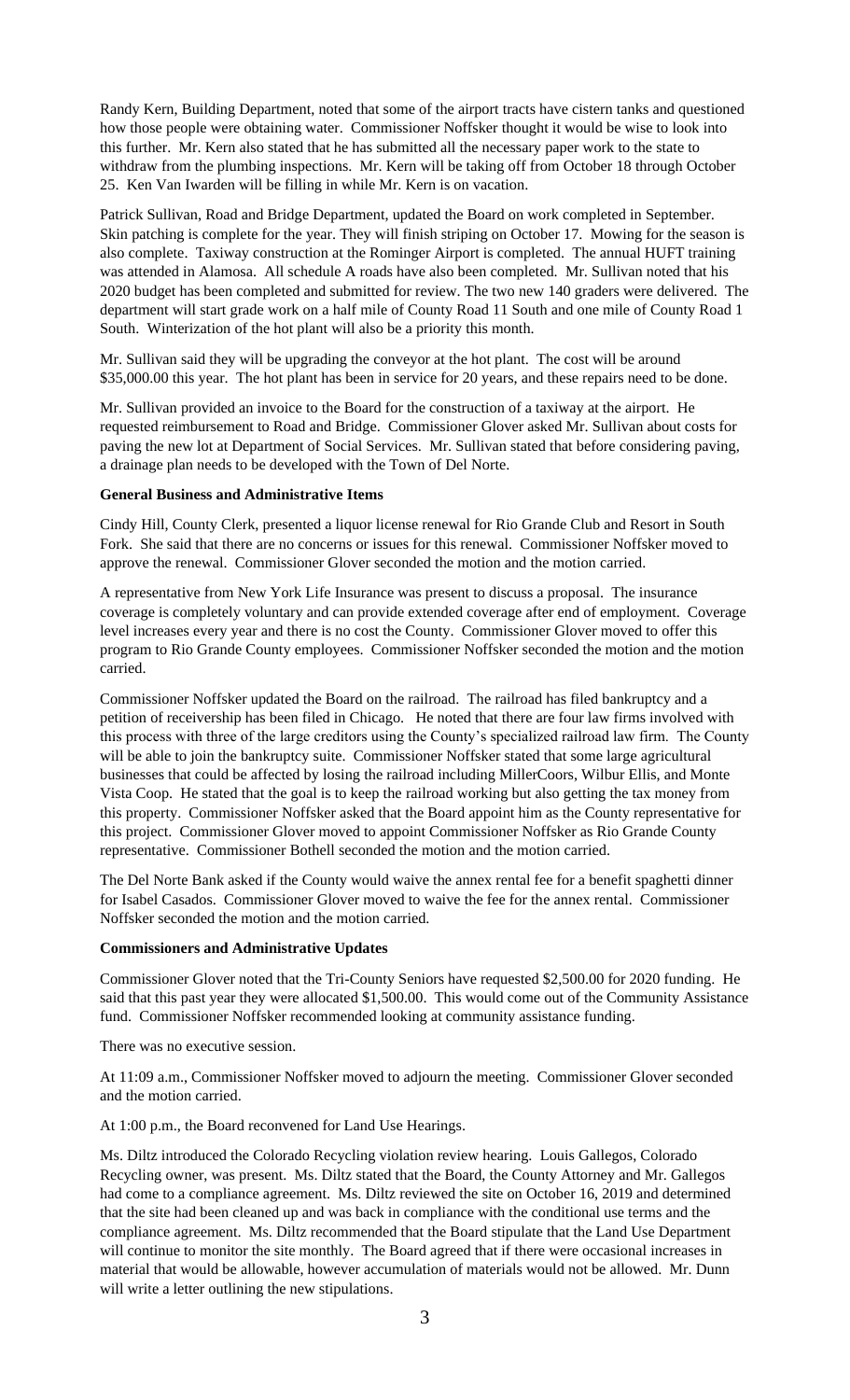Randy Kern, Building Department, noted that some of the airport tracts have cistern tanks and questioned how those people were obtaining water. Commissioner Noffsker thought it would be wise to look into this further. Mr. Kern also stated that he has submitted all the necessary paper work to the state to withdraw from the plumbing inspections. Mr. Kern will be taking off from October 18 through October 25. Ken Van Iwarden will be filling in while Mr. Kern is on vacation.

Patrick Sullivan, Road and Bridge Department, updated the Board on work completed in September. Skin patching is complete for the year. They will finish striping on October 17. Mowing for the season is also complete. Taxiway construction at the Rominger Airport is completed. The annual HUFT training was attended in Alamosa. All schedule A roads have also been completed. Mr. Sullivan noted that his 2020 budget has been completed and submitted for review. The two new 140 graders were delivered. The department will start grade work on a half mile of County Road 11 South and one mile of County Road 1 South. Winterization of the hot plant will also be a priority this month.

Mr. Sullivan said they will be upgrading the conveyor at the hot plant. The cost will be around $35,000.00 this year. The hot plant has been in service for 20 years, and these repairs need to be done.

Mr. Sullivan provided an invoice to the Board for the construction of a taxiway at the airport. He requested reimbursement to Road and Bridge. Commissioner Glover asked Mr. Sullivan about costs for paving the new lot at Department of Social Services. Mr. Sullivan stated that before considering paving, a drainage plan needs to be developed with the Town of Del Norte.

**General Business and Administrative Items**

Cindy Hill, County Clerk, presented a liquor license renewal for Rio Grande Club and Resort in South Fork. She said that there are no concerns or issues for this renewal. Commissioner Noffsker moved to approve the renewal. Commissioner Glover seconded the motion and the motion carried.

A representative from New York Life Insurance was present to discuss a proposal. The insurance coverage is completely voluntary and can provide extended coverage after end of employment. Coverage level increases every year and there is no cost the County. Commissioner Glover moved to offer this program to Rio Grande County employees. Commissioner Noffsker seconded the motion and the motion carried.

Commissioner Noffsker updated the Board on the railroad. The railroad has filed bankruptcy and a petition of receivership has been filed in Chicago. He noted that there are four law firms involved with this process with three of the large creditors using the County's specialized railroad law firm. The County will be able to join the bankruptcy suite. Commissioner Noffsker stated that some large agricultural businesses that could be affected by losing the railroad including MillerCoors, Wilbur Ellis, and Monte Vista Coop. He stated that the goal is to keep the railroad working but also getting the tax money from this property. Commissioner Noffsker asked that the Board appoint him as the County representative for this project. Commissioner Glover moved to appoint Commissioner Noffsker as Rio Grande County representative. Commissioner Bothell seconded the motion and the motion carried.

The Del Norte Bank asked if the County would waive the annex rental fee for a benefit spaghetti dinner for Isabel Casados. Commissioner Glover moved to waive the fee for the annex rental. Commissioner Noffsker seconded the motion and the motion carried.

**Commissioners and Administrative Updates**

Commissioner Glover noted that the Tri-County Seniors have requested $2,500.00 for 2020 funding. He said that this past year they were allocated $1,500.00. This would come out of the Community Assistance fund. Commissioner Noffsker recommended looking at community assistance funding.

There was no executive session.

At 11:09 a.m., Commissioner Noffsker moved to adjourn the meeting. Commissioner Glover seconded and the motion carried.

At 1:00 p.m., the Board reconvened for Land Use Hearings.

Ms. Diltz introduced the Colorado Recycling violation review hearing. Louis Gallegos, Colorado Recycling owner, was present. Ms. Diltz stated that the Board, the County Attorney and Mr. Gallegos had come to a compliance agreement. Ms. Diltz reviewed the site on October 16, 2019 and determined that the site had been cleaned up and was back in compliance with the conditional use terms and the compliance agreement. Ms. Diltz recommended that the Board stipulate that the Land Use Department will continue to monitor the site monthly. The Board agreed that if there were occasional increases in material that would be allowable, however accumulation of materials would not be allowed. Mr. Dunn will write a letter outlining the new stipulations.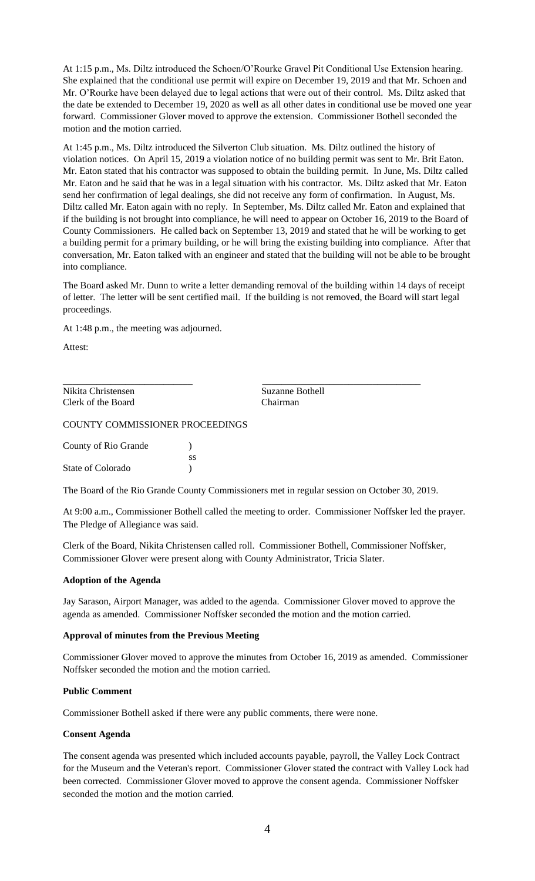At 1:15 p.m., Ms. Diltz introduced the Schoen/O'Rourke Gravel Pit Conditional Use Extension hearing. She explained that the conditional use permit will expire on December 19, 2019 and that Mr. Schoen and Mr. O'Rourke have been delayed due to legal actions that were out of their control. Ms. Diltz asked that the date be extended to December 19, 2020 as well as all other dates in conditional use be moved one year forward. Commissioner Glover moved to approve the extension. Commissioner Bothell seconded the motion and the motion carried.

At 1:45 p.m., Ms. Diltz introduced the Silverton Club situation. Ms. Diltz outlined the history of violation notices. On April 15, 2019 a violation notice of no building permit was sent to Mr. Brit Eaton. Mr. Eaton stated that his contractor was supposed to obtain the building permit. In June, Ms. Diltz called Mr. Eaton and he said that he was in a legal situation with his contractor. Ms. Diltz asked that Mr. Eaton send her confirmation of legal dealings, she did not receive any form of confirmation. In August, Ms. Diltz called Mr. Eaton again with no reply. In September, Ms. Diltz called Mr. Eaton and explained that if the building is not brought into compliance, he will need to appear on October 16, 2019 to the Board of County Commissioners. He called back on September 13, 2019 and stated that he will be working to get a building permit for a primary building, or he will bring the existing building into compliance. After that conversation, Mr. Eaton talked with an engineer and stated that the building will not be able to be brought into compliance.

The Board asked Mr. Dunn to write a letter demanding removal of the building within 14 days of receipt of letter. The letter will be sent certified mail. If the building is not removed, the Board will start legal proceedings.

At 1:48 p.m., the meeting was adjourned.

Attest:

| \_\_\_\_\_\_\_\_\_\_\_\_\_\_\_\_\_\_\_\_\_\_\_\_\_\_ | \_\_\_\_\_\_\_\_\_\_\_\_\_\_\_\_\_\_\_\_\_\_\_\_\_\_ |
|---|---|
| Nikita Christensen | Suzanne Bothell |
| Clerk of the Board | Chairman |

COUNTY COMMISSIONER PROCEEDINGS

County of Rio Grande )
ss
State of Colorado )

The Board of the Rio Grande County Commissioners met in regular session on October 30, 2019.

At 9:00 a.m., Commissioner Bothell called the meeting to order. Commissioner Noffsker led the prayer. The Pledge of Allegiance was said.

Clerk of the Board, Nikita Christensen called roll. Commissioner Bothell, Commissioner Noffsker, Commissioner Glover were present along with County Administrator, Tricia Slater.

**Adoption of the Agenda**

Jay Sarason, Airport Manager, was added to the agenda. Commissioner Glover moved to approve the agenda as amended. Commissioner Noffsker seconded the motion and the motion carried.

**Approval of minutes from the Previous Meeting**

Commissioner Glover moved to approve the minutes from October 16, 2019 as amended. Commissioner Noffsker seconded the motion and the motion carried.

**Public Comment**

Commissioner Bothell asked if there were any public comments, there were none.

**Consent Agenda**

The consent agenda was presented which included accounts payable, payroll, the Valley Lock Contract for the Museum and the Veteran's report. Commissioner Glover stated the contract with Valley Lock had been corrected. Commissioner Glover moved to approve the consent agenda. Commissioner Noffsker seconded the motion and the motion carried.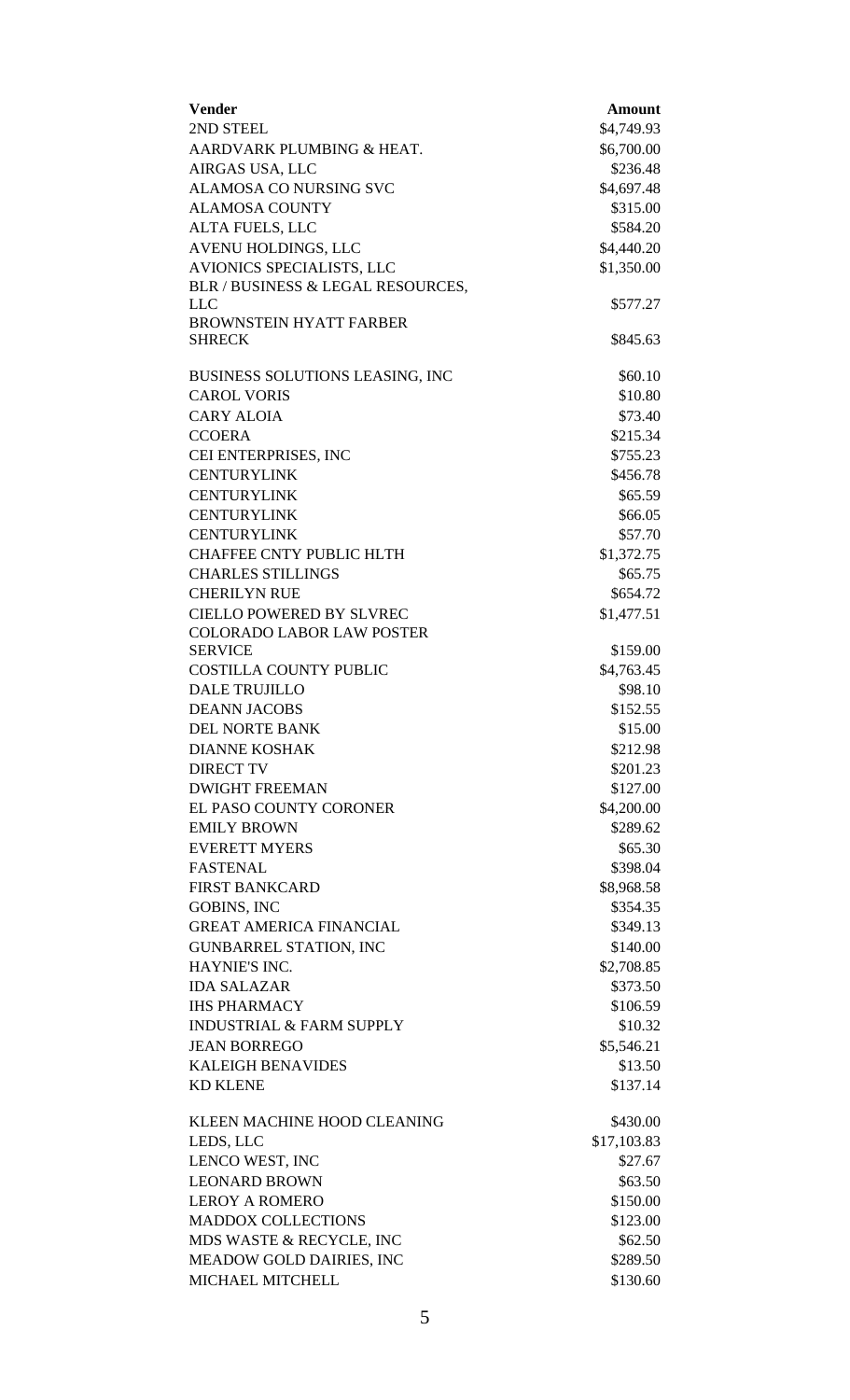| Vender | Amount |
| --- | --- |
| 2ND STEEL | $4,749.93 |
| AARDVARK PLUMBING & HEAT. | $6,700.00 |
| AIRGAS USA, LLC | $236.48 |
| ALAMOSA CO NURSING SVC | $4,697.48 |
| ALAMOSA COUNTY | $315.00 |
| ALTA FUELS, LLC | $584.20 |
| AVENU HOLDINGS, LLC | $4,440.20 |
| AVIONICS SPECIALISTS, LLC | $1,350.00 |
| BLR / BUSINESS & LEGAL RESOURCES, LLC | $577.27 |
| BROWNSTEIN HYATT FARBER SHRECK | $845.63 |
| BUSINESS SOLUTIONS LEASING, INC | $60.10 |
| CAROL VORIS | $10.80 |
| CARY ALOIA | $73.40 |
| CCOERA | $215.34 |
| CEI ENTERPRISES, INC | $755.23 |
| CENTURYLINK | $456.78 |
| CENTURYLINK | $65.59 |
| CENTURYLINK | $66.05 |
| CENTURYLINK | $57.70 |
| CHAFFEE CNTY PUBLIC HLTH | $1,372.75 |
| CHARLES STILLINGS | $65.75 |
| CHERILYN RUE | $654.72 |
| CIELLO POWERED BY SLVREC | $1,477.51 |
| COLORADO LABOR LAW POSTER SERVICE | $159.00 |
| COSTILLA COUNTY PUBLIC | $4,763.45 |
| DALE TRUJILLO | $98.10 |
| DEANN JACOBS | $152.55 |
| DEL NORTE BANK | $15.00 |
| DIANNE KOSHAK | $212.98 |
| DIRECT TV | $201.23 |
| DWIGHT FREEMAN | $127.00 |
| EL PASO COUNTY CORONER | $4,200.00 |
| EMILY BROWN | $289.62 |
| EVERETT MYERS | $65.30 |
| FASTENAL | $398.04 |
| FIRST BANKCARD | $8,968.58 |
| GOBINS, INC | $354.35 |
| GREAT AMERICA FINANCIAL | $349.13 |
| GUNBARREL STATION, INC | $140.00 |
| HAYNIE'S INC. | $2,708.85 |
| IDA SALAZAR | $373.50 |
| IHS PHARMACY | $106.59 |
| INDUSTRIAL & FARM SUPPLY | $10.32 |
| JEAN BORREGO | $5,546.21 |
| KALEIGH BENAVIDES | $13.50 |
| KD KLENE | $137.14 |
| KLEEN MACHINE HOOD CLEANING | $430.00 |
| LEDS, LLC | $17,103.83 |
| LENCO WEST, INC | $27.67 |
| LEONARD BROWN | $63.50 |
| LEROY A ROMERO | $150.00 |
| MADDOX COLLECTIONS | $123.00 |
| MDS WASTE & RECYCLE, INC | $62.50 |
| MEADOW GOLD DAIRIES, INC | $289.50 |
| MICHAEL MITCHELL | $130.60 |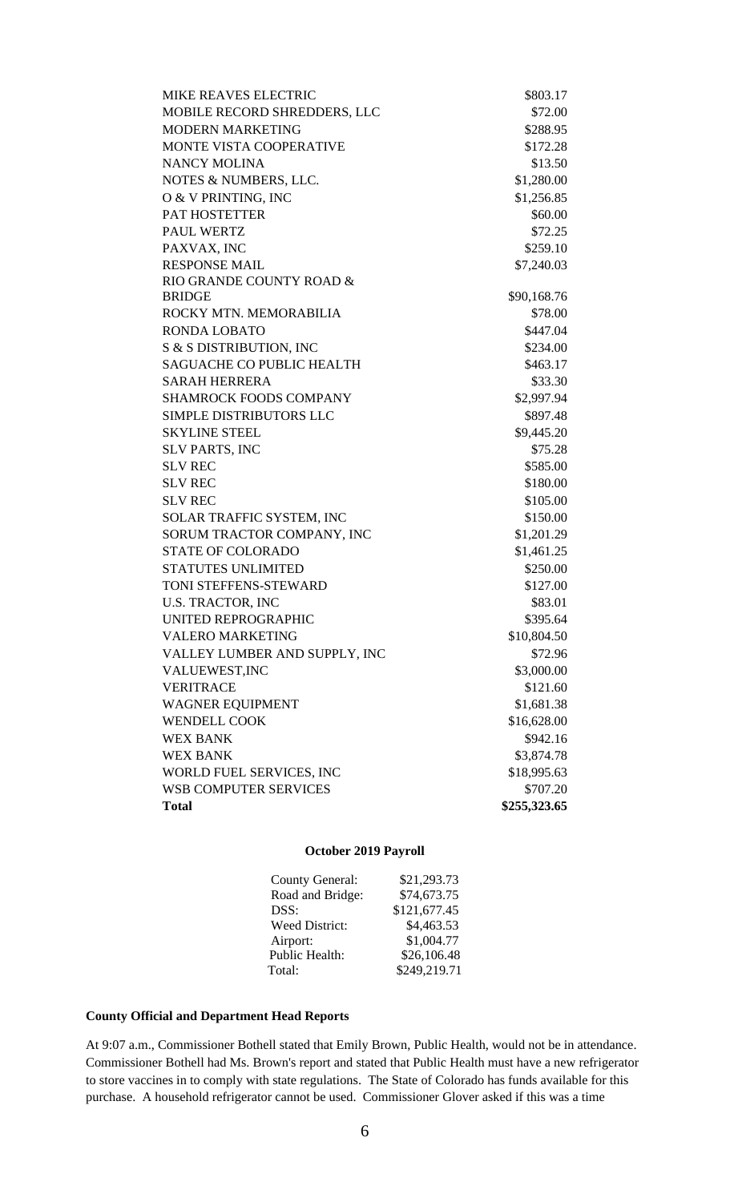| | |
|---|---|
| MIKE REAVES ELECTRIC | $803.17 |
| MOBILE RECORD SHREDDERS, LLC | $72.00 |
| MODERN MARKETING | $288.95 |
| MONTE VISTA COOPERATIVE | $172.28 |
| NANCY MOLINA | $13.50 |
| NOTES & NUMBERS, LLC. | $1,280.00 |
| O & V PRINTING, INC | $1,256.85 |
| PAT HOSTETTER | $60.00 |
| PAUL WERTZ | $72.25 |
| PAXVAX, INC | $259.10 |
| RESPONSE MAIL | $7,240.03 |
| RIO GRANDE COUNTY ROAD & BRIDGE | $90,168.76 |
| ROCKY MTN. MEMORABILIA | $78.00 |
| RONDA LOBATO | $447.04 |
| S & S DISTRIBUTION, INC | $234.00 |
| SAGUACHE CO PUBLIC HEALTH | $463.17 |
| SARAH HERRERA | $33.30 |
| SHAMROCK FOODS COMPANY | $2,997.94 |
| SIMPLE DISTRIBUTORS LLC | $897.48 |
| SKYLINE STEEL | $9,445.20 |
| SLV PARTS, INC | $75.28 |
| SLV REC | $585.00 |
| SLV REC | $180.00 |
| SLV REC | $105.00 |
| SOLAR TRAFFIC SYSTEM, INC | $150.00 |
| SORUM TRACTOR COMPANY, INC | $1,201.29 |
| STATE OF COLORADO | $1,461.25 |
| STATUTES UNLIMITED | $250.00 |
| TONI STEFFENS-STEWARD | $127.00 |
| U.S. TRACTOR, INC | $83.01 |
| UNITED REPROGRAPHIC | $395.64 |
| VALERO MARKETING | $10,804.50 |
| VALLEY LUMBER AND SUPPLY, INC | $72.96 |
| VALUEWEST,INC | $3,000.00 |
| VERITRACE | $121.60 |
| WAGNER EQUIPMENT | $1,681.38 |
| WENDELL COOK | $16,628.00 |
| WEX BANK | $942.16 |
| WEX BANK | $3,874.78 |
| WORLD FUEL SERVICES, INC | $18,995.63 |
| WSB COMPUTER SERVICES | $707.20 |
| **Total** | **$255,323.65** |

**October 2019 Payroll**

| | |
|---|---|
| County General: | $21,293.73 |
| Road and Bridge: | $74,673.75 |
| DSS: | $121,677.45 |
| Weed District: | $4,463.53 |
| Airport: | $1,004.77 |
| Public Health: | $26,106.48 |
| Total: | $249,219.71 |

**County Official and Department Head Reports**

At 9:07 a.m., Commissioner Bothell stated that Emily Brown, Public Health, would not be in attendance. Commissioner Bothell had Ms. Brown's report and stated that Public Health must have a new refrigerator to store vaccines in to comply with state regulations. The State of Colorado has funds available for this purchase. A household refrigerator cannot be used. Commissioner Glover asked if this was a time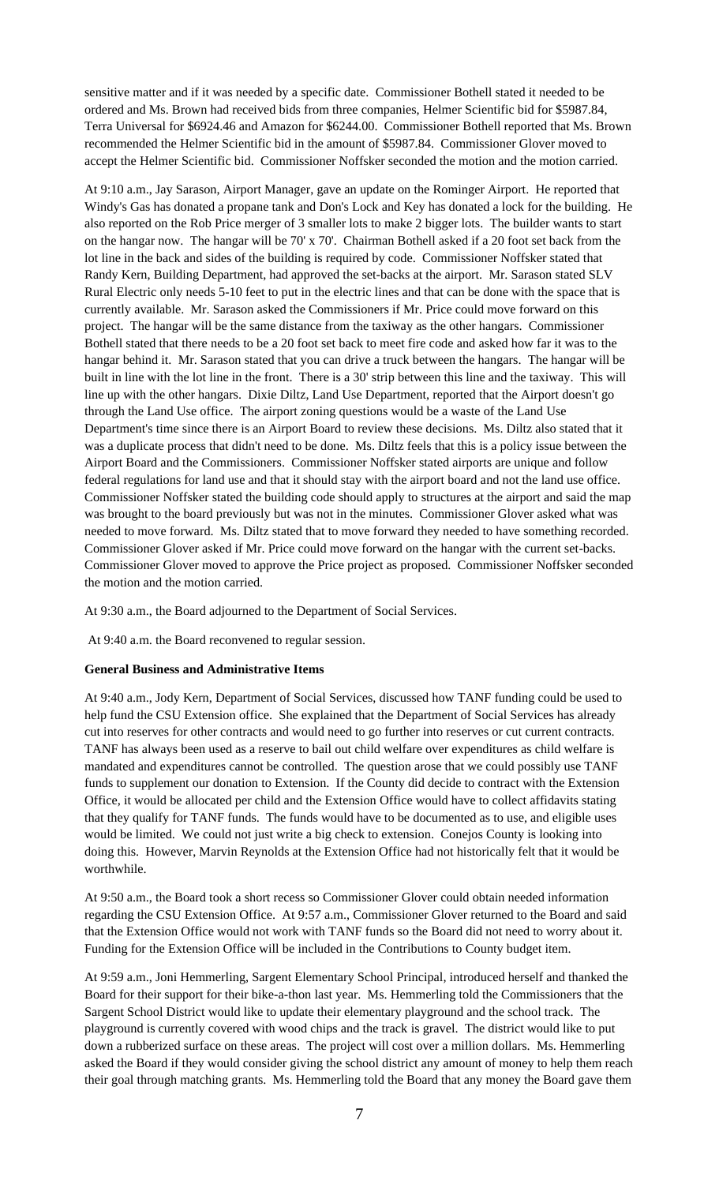sensitive matter and if it was needed by a specific date. Commissioner Bothell stated it needed to be ordered and Ms. Brown had received bids from three companies, Helmer Scientific bid for $5987.84, Terra Universal for $6924.46 and Amazon for $6244.00. Commissioner Bothell reported that Ms. Brown recommended the Helmer Scientific bid in the amount of $5987.84. Commissioner Glover moved to accept the Helmer Scientific bid. Commissioner Noffsker seconded the motion and the motion carried.

At 9:10 a.m., Jay Sarason, Airport Manager, gave an update on the Rominger Airport. He reported that Windy's Gas has donated a propane tank and Don's Lock and Key has donated a lock for the building. He also reported on the Rob Price merger of 3 smaller lots to make 2 bigger lots. The builder wants to start on the hangar now. The hangar will be 70' x 70'. Chairman Bothell asked if a 20 foot set back from the lot line in the back and sides of the building is required by code. Commissioner Noffsker stated that Randy Kern, Building Department, had approved the set-backs at the airport. Mr. Sarason stated SLV Rural Electric only needs 5-10 feet to put in the electric lines and that can be done with the space that is currently available. Mr. Sarason asked the Commissioners if Mr. Price could move forward on this project. The hangar will be the same distance from the taxiway as the other hangars. Commissioner Bothell stated that there needs to be a 20 foot set back to meet fire code and asked how far it was to the hangar behind it. Mr. Sarason stated that you can drive a truck between the hangars. The hangar will be built in line with the lot line in the front. There is a 30' strip between this line and the taxiway. This will line up with the other hangars. Dixie Diltz, Land Use Department, reported that the Airport doesn't go through the Land Use office. The airport zoning questions would be a waste of the Land Use Department's time since there is an Airport Board to review these decisions. Ms. Diltz also stated that it was a duplicate process that didn't need to be done. Ms. Diltz feels that this is a policy issue between the Airport Board and the Commissioners. Commissioner Noffsker stated airports are unique and follow federal regulations for land use and that it should stay with the airport board and not the land use office. Commissioner Noffsker stated the building code should apply to structures at the airport and said the map was brought to the board previously but was not in the minutes. Commissioner Glover asked what was needed to move forward. Ms. Diltz stated that to move forward they needed to have something recorded. Commissioner Glover asked if Mr. Price could move forward on the hangar with the current set-backs. Commissioner Glover moved to approve the Price project as proposed. Commissioner Noffsker seconded the motion and the motion carried.

At 9:30 a.m., the Board adjourned to the Department of Social Services.

At 9:40 a.m. the Board reconvened to regular session.

**General Business and Administrative Items**

At 9:40 a.m., Jody Kern, Department of Social Services, discussed how TANF funding could be used to help fund the CSU Extension office. She explained that the Department of Social Services has already cut into reserves for other contracts and would need to go further into reserves or cut current contracts. TANF has always been used as a reserve to bail out child welfare over expenditures as child welfare is mandated and expenditures cannot be controlled. The question arose that we could possibly use TANF funds to supplement our donation to Extension. If the County did decide to contract with the Extension Office, it would be allocated per child and the Extension Office would have to collect affidavits stating that they qualify for TANF funds. The funds would have to be documented as to use, and eligible uses would be limited. We could not just write a big check to extension. Conejos County is looking into doing this. However, Marvin Reynolds at the Extension Office had not historically felt that it would be worthwhile.

At 9:50 a.m., the Board took a short recess so Commissioner Glover could obtain needed information regarding the CSU Extension Office. At 9:57 a.m., Commissioner Glover returned to the Board and said that the Extension Office would not work with TANF funds so the Board did not need to worry about it. Funding for the Extension Office will be included in the Contributions to County budget item.

At 9:59 a.m., Joni Hemmerling, Sargent Elementary School Principal, introduced herself and thanked the Board for their support for their bike-a-thon last year. Ms. Hemmerling told the Commissioners that the Sargent School District would like to update their elementary playground and the school track. The playground is currently covered with wood chips and the track is gravel. The district would like to put down a rubberized surface on these areas. The project will cost over a million dollars. Ms. Hemmerling asked the Board if they would consider giving the school district any amount of money to help them reach their goal through matching grants. Ms. Hemmerling told the Board that any money the Board gave them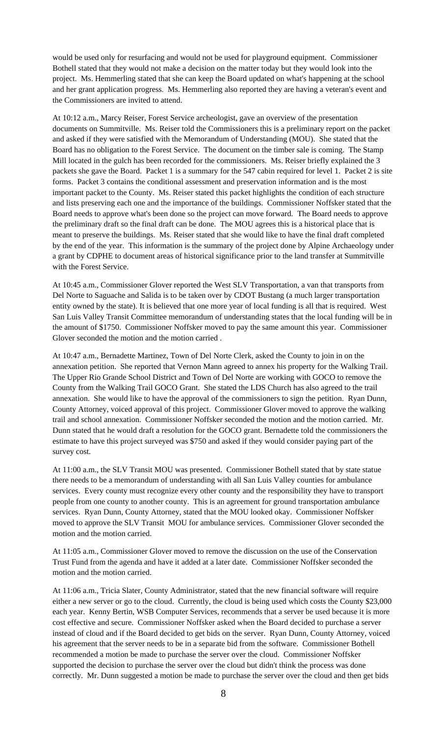would be used only for resurfacing and would not be used for playground equipment. Commissioner Bothell stated that they would not make a decision on the matter today but they would look into the project. Ms. Hemmerling stated that she can keep the Board updated on what's happening at the school and her grant application progress. Ms. Hemmerling also reported they are having a veteran's event and the Commissioners are invited to attend.

At 10:12 a.m., Marcy Reiser, Forest Service archeologist, gave an overview of the presentation documents on Summitville. Ms. Reiser told the Commissioners this is a preliminary report on the packet and asked if they were satisfied with the Memorandum of Understanding (MOU). She stated that the Board has no obligation to the Forest Service. The document on the timber sale is coming. The Stamp Mill located in the gulch has been recorded for the commissioners. Ms. Reiser briefly explained the 3 packets she gave the Board. Packet 1 is a summary for the 547 cabin required for level 1. Packet 2 is site forms. Packet 3 contains the conditional assessment and preservation information and is the most important packet to the County. Ms. Reiser stated this packet highlights the condition of each structure and lists preserving each one and the importance of the buildings. Commissioner Noffsker stated that the Board needs to approve what's been done so the project can move forward. The Board needs to approve the preliminary draft so the final draft can be done. The MOU agrees this is a historical place that is meant to preserve the buildings. Ms. Reiser stated that she would like to have the final draft completed by the end of the year. This information is the summary of the project done by Alpine Archaeology under a grant by CDPHE to document areas of historical significance prior to the land transfer at Summitville with the Forest Service.

At 10:45 a.m., Commissioner Glover reported the West SLV Transportation, a van that transports from Del Norte to Saguache and Salida is to be taken over by CDOT Bustang (a much larger transportation entity owned by the state). It is believed that one more year of local funding is all that is required. West San Luis Valley Transit Committee memorandum of understanding states that the local funding will be in the amount of $1750. Commissioner Noffsker moved to pay the same amount this year. Commissioner Glover seconded the motion and the motion carried .

At 10:47 a.m., Bernadette Martinez, Town of Del Norte Clerk, asked the County to join in on the annexation petition. She reported that Vernon Mann agreed to annex his property for the Walking Trail. The Upper Rio Grande School District and Town of Del Norte are working with GOCO to remove the County from the Walking Trail GOCO Grant. She stated the LDS Church has also agreed to the trail annexation. She would like to have the approval of the commissioners to sign the petition. Ryan Dunn, County Attorney, voiced approval of this project. Commissioner Glover moved to approve the walking trail and school annexation. Commissioner Noffsker seconded the motion and the motion carried. Mr. Dunn stated that he would draft a resolution for the GOCO grant. Bernadette told the commissioners the estimate to have this project surveyed was $750 and asked if they would consider paying part of the survey cost.

At 11:00 a.m., the SLV Transit MOU was presented. Commissioner Bothell stated that by state statue there needs to be a memorandum of understanding with all San Luis Valley counties for ambulance services. Every county must recognize every other county and the responsibility they have to transport people from one county to another county. This is an agreement for ground transportation ambulance services. Ryan Dunn, County Attorney, stated that the MOU looked okay. Commissioner Noffsker moved to approve the SLV Transit MOU for ambulance services. Commissioner Glover seconded the motion and the motion carried.

At 11:05 a.m., Commissioner Glover moved to remove the discussion on the use of the Conservation Trust Fund from the agenda and have it added at a later date. Commissioner Noffsker seconded the motion and the motion carried.

At 11:06 a.m., Tricia Slater, County Administrator, stated that the new financial software will require either a new server or go to the cloud. Currently, the cloud is being used which costs the County $23,000 each year. Kenny Bertin, WSB Computer Services, recommends that a server be used because it is more cost effective and secure. Commissioner Noffsker asked when the Board decided to purchase a server instead of cloud and if the Board decided to get bids on the server. Ryan Dunn, County Attorney, voiced his agreement that the server needs to be in a separate bid from the software. Commissioner Bothell recommended a motion be made to purchase the server over the cloud. Commissioner Noffsker supported the decision to purchase the server over the cloud but didn't think the process was done correctly. Mr. Dunn suggested a motion be made to purchase the server over the cloud and then get bids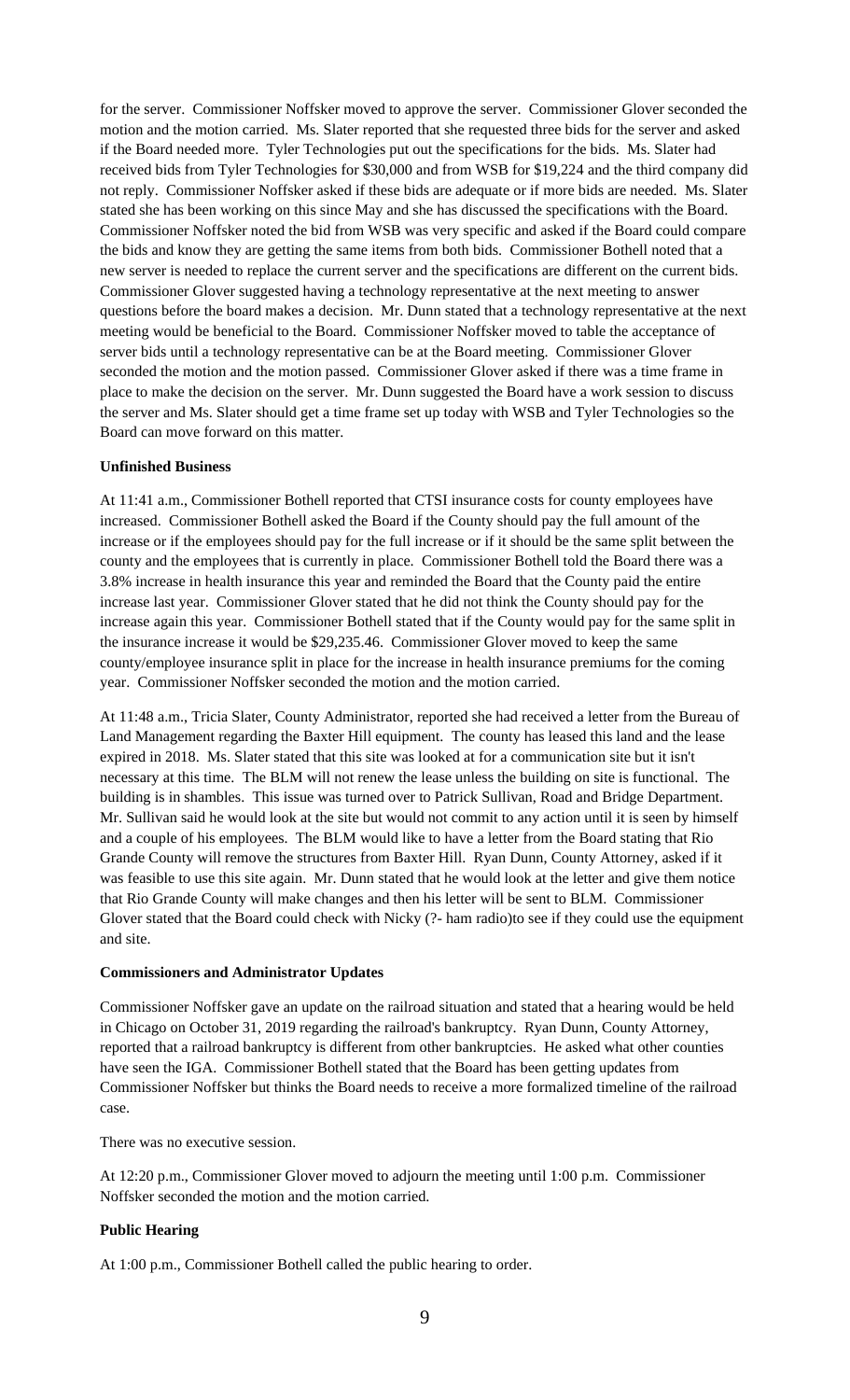for the server. Commissioner Noffsker moved to approve the server. Commissioner Glover seconded the motion and the motion carried. Ms. Slater reported that she requested three bids for the server and asked if the Board needed more. Tyler Technologies put out the specifications for the bids. Ms. Slater had received bids from Tyler Technologies for $30,000 and from WSB for $19,224 and the third company did not reply. Commissioner Noffsker asked if these bids are adequate or if more bids are needed. Ms. Slater stated she has been working on this since May and she has discussed the specifications with the Board. Commissioner Noffsker noted the bid from WSB was very specific and asked if the Board could compare the bids and know they are getting the same items from both bids. Commissioner Bothell noted that a new server is needed to replace the current server and the specifications are different on the current bids. Commissioner Glover suggested having a technology representative at the next meeting to answer questions before the board makes a decision. Mr. Dunn stated that a technology representative at the next meeting would be beneficial to the Board. Commissioner Noffsker moved to table the acceptance of server bids until a technology representative can be at the Board meeting. Commissioner Glover seconded the motion and the motion passed. Commissioner Glover asked if there was a time frame in place to make the decision on the server. Mr. Dunn suggested the Board have a work session to discuss the server and Ms. Slater should get a time frame set up today with WSB and Tyler Technologies so the Board can move forward on this matter.

**Unfinished Business**

At 11:41 a.m., Commissioner Bothell reported that CTSI insurance costs for county employees have increased. Commissioner Bothell asked the Board if the County should pay the full amount of the increase or if the employees should pay for the full increase or if it should be the same split between the county and the employees that is currently in place. Commissioner Bothell told the Board there was a 3.8% increase in health insurance this year and reminded the Board that the County paid the entire increase last year. Commissioner Glover stated that he did not think the County should pay for the increase again this year. Commissioner Bothell stated that if the County would pay for the same split in the insurance increase it would be $29,235.46. Commissioner Glover moved to keep the same county/employee insurance split in place for the increase in health insurance premiums for the coming year. Commissioner Noffsker seconded the motion and the motion carried.

At 11:48 a.m., Tricia Slater, County Administrator, reported she had received a letter from the Bureau of Land Management regarding the Baxter Hill equipment. The county has leased this land and the lease expired in 2018. Ms. Slater stated that this site was looked at for a communication site but it isn't necessary at this time. The BLM will not renew the lease unless the building on site is functional. The building is in shambles. This issue was turned over to Patrick Sullivan, Road and Bridge Department. Mr. Sullivan said he would look at the site but would not commit to any action until it is seen by himself and a couple of his employees. The BLM would like to have a letter from the Board stating that Rio Grande County will remove the structures from Baxter Hill. Ryan Dunn, County Attorney, asked if it was feasible to use this site again. Mr. Dunn stated that he would look at the letter and give them notice that Rio Grande County will make changes and then his letter will be sent to BLM. Commissioner Glover stated that the Board could check with Nicky (?- ham radio)to see if they could use the equipment and site.

**Commissioners and Administrator Updates**

Commissioner Noffsker gave an update on the railroad situation and stated that a hearing would be held in Chicago on October 31, 2019 regarding the railroad's bankruptcy. Ryan Dunn, County Attorney, reported that a railroad bankruptcy is different from other bankruptcies. He asked what other counties have seen the IGA. Commissioner Bothell stated that the Board has been getting updates from Commissioner Noffsker but thinks the Board needs to receive a more formalized timeline of the railroad case.

There was no executive session.

At 12:20 p.m., Commissioner Glover moved to adjourn the meeting until 1:00 p.m. Commissioner Noffsker seconded the motion and the motion carried.

**Public Hearing**

At 1:00 p.m., Commissioner Bothell called the public hearing to order.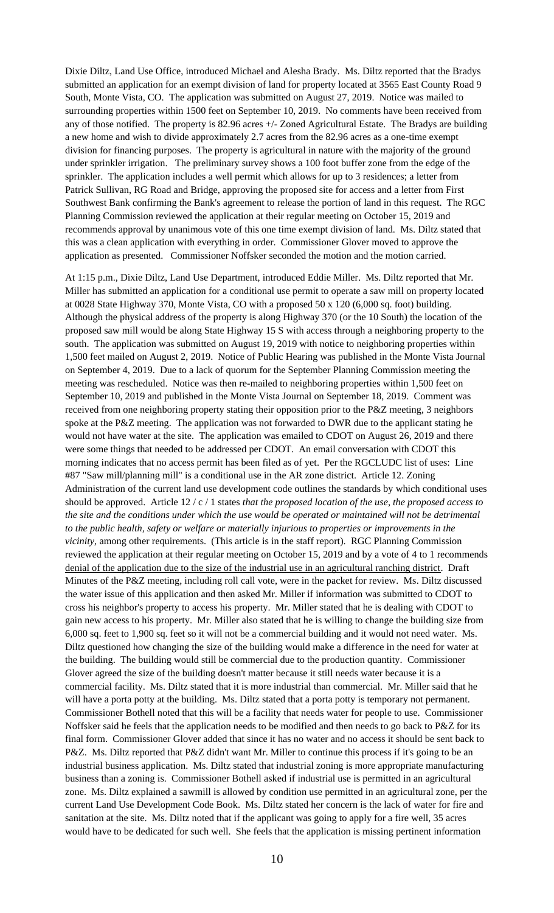Dixie Diltz, Land Use Office, introduced Michael and Alesha Brady. Ms. Diltz reported that the Bradys submitted an application for an exempt division of land for property located at 3565 East County Road 9 South, Monte Vista, CO. The application was submitted on August 27, 2019. Notice was mailed to surrounding properties within 1500 feet on September 10, 2019. No comments have been received from any of those notified. The property is 82.96 acres +/- Zoned Agricultural Estate. The Bradys are building a new home and wish to divide approximately 2.7 acres from the 82.96 acres as a one-time exempt division for financing purposes. The property is agricultural in nature with the majority of the ground under sprinkler irrigation. The preliminary survey shows a 100 foot buffer zone from the edge of the sprinkler. The application includes a well permit which allows for up to 3 residences; a letter from Patrick Sullivan, RG Road and Bridge, approving the proposed site for access and a letter from First Southwest Bank confirming the Bank's agreement to release the portion of land in this request. The RGC Planning Commission reviewed the application at their regular meeting on October 15, 2019 and recommends approval by unanimous vote of this one time exempt division of land. Ms. Diltz stated that this was a clean application with everything in order. Commissioner Glover moved to approve the application as presented. Commissioner Noffsker seconded the motion and the motion carried.

At 1:15 p.m., Dixie Diltz, Land Use Department, introduced Eddie Miller. Ms. Diltz reported that Mr. Miller has submitted an application for a conditional use permit to operate a saw mill on property located at 0028 State Highway 370, Monte Vista, CO with a proposed 50 x 120 (6,000 sq. foot) building. Although the physical address of the property is along Highway 370 (or the 10 South) the location of the proposed saw mill would be along State Highway 15 S with access through a neighboring property to the south. The application was submitted on August 19, 2019 with notice to neighboring properties within 1,500 feet mailed on August 2, 2019. Notice of Public Hearing was published in the Monte Vista Journal on September 4, 2019. Due to a lack of quorum for the September Planning Commission meeting the meeting was rescheduled. Notice was then re-mailed to neighboring properties within 1,500 feet on September 10, 2019 and published in the Monte Vista Journal on September 18, 2019. Comment was received from one neighboring property stating their opposition prior to the P&Z meeting, 3 neighbors spoke at the P&Z meeting. The application was not forwarded to DWR due to the applicant stating he would not have water at the site. The application was emailed to CDOT on August 26, 2019 and there were some things that needed to be addressed per CDOT. An email conversation with CDOT this morning indicates that no access permit has been filed as of yet. Per the RGCLUDC list of uses: Line #87 "Saw mill/planning mill" is a conditional use in the AR zone district. Article 12. Zoning Administration of the current land use development code outlines the standards by which conditional uses should be approved. Article 12 / c / 1 states *that the proposed location of the use, the proposed access to the site and the conditions under which the use would be operated or maintained will not be detrimental to the public health, safety or welfare or materially injurious to properties or improvements in the vicinity*, among other requirements. (This article is in the staff report). RGC Planning Commission reviewed the application at their regular meeting on October 15, 2019 and by a vote of 4 to 1 recommends <u>denial of the application due to the size of the industrial use in an agricultural ranching district</u>. Draft Minutes of the P&Z meeting, including roll call vote, were in the packet for review. Ms. Diltz discussed the water issue of this application and then asked Mr. Miller if information was submitted to CDOT to cross his neighbor's property to access his property. Mr. Miller stated that he is dealing with CDOT to gain new access to his property. Mr. Miller also stated that he is willing to change the building size from 6,000 sq. feet to 1,900 sq. feet so it will not be a commercial building and it would not need water. Ms. Diltz questioned how changing the size of the building would make a difference in the need for water at the building. The building would still be commercial due to the production quantity. Commissioner Glover agreed the size of the building doesn't matter because it still needs water because it is a commercial facility. Ms. Diltz stated that it is more industrial than commercial. Mr. Miller said that he will have a porta potty at the building. Ms. Diltz stated that a porta potty is temporary not permanent. Commissioner Bothell noted that this will be a facility that needs water for people to use. Commissioner Noffsker said he feels that the application needs to be modified and then needs to go back to P&Z for its final form. Commissioner Glover added that since it has no water and no access it should be sent back to P&Z. Ms. Diltz reported that P&Z didn't want Mr. Miller to continue this process if it's going to be an industrial business application. Ms. Diltz stated that industrial zoning is more appropriate manufacturing business than a zoning is. Commissioner Bothell asked if industrial use is permitted in an agricultural zone. Ms. Diltz explained a sawmill is allowed by condition use permitted in an agricultural zone, per the current Land Use Development Code Book. Ms. Diltz stated her concern is the lack of water for fire and sanitation at the site. Ms. Diltz noted that if the applicant was going to apply for a fire well, 35 acres would have to be dedicated for such well. She feels that the application is missing pertinent information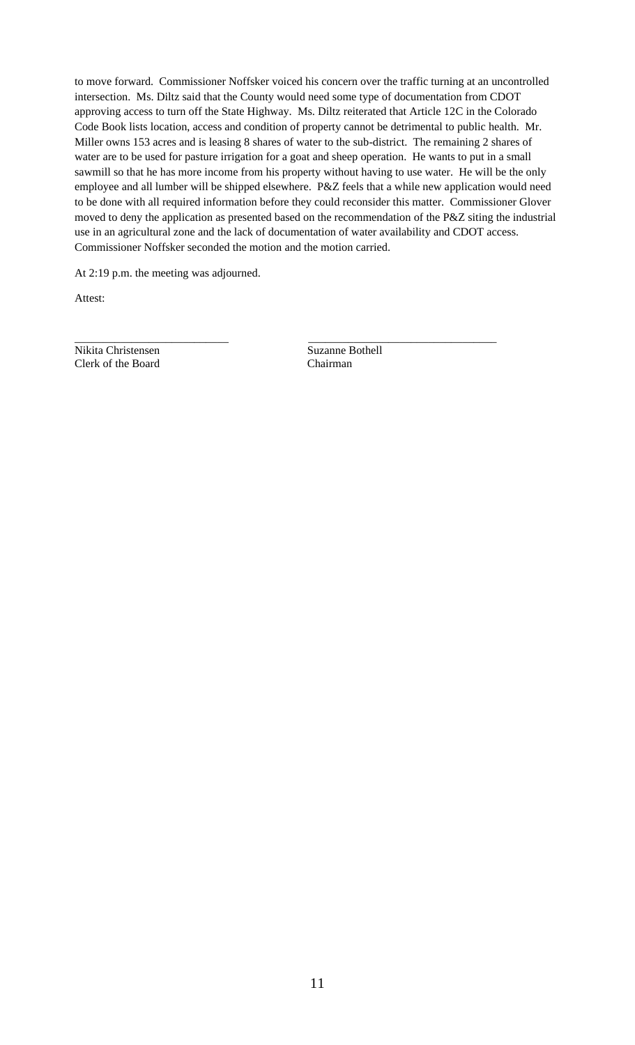to move forward. Commissioner Noffsker voiced his concern over the traffic turning at an uncontrolled intersection. Ms. Diltz said that the County would need some type of documentation from CDOT approving access to turn off the State Highway. Ms. Diltz reiterated that Article 12C in the Colorado Code Book lists location, access and condition of property cannot be detrimental to public health. Mr. Miller owns 153 acres and is leasing 8 shares of water to the sub-district. The remaining 2 shares of water are to be used for pasture irrigation for a goat and sheep operation. He wants to put in a small sawmill so that he has more income from his property without having to use water. He will be the only employee and all lumber will be shipped elsewhere. P&Z feels that a while new application would need to be done with all required information before they could reconsider this matter. Commissioner Glover moved to deny the application as presented based on the recommendation of the P&Z siting the industrial use in an agricultural zone and the lack of documentation of water availability and CDOT access. Commissioner Noffsker seconded the motion and the motion carried.

At 2:19 p.m. the meeting was adjourned.

Attest:

| | |
|---|---|
| ___________________________ | ________________________________ |
| Nikita Christensen | Suzanne Bothell |
| Clerk of the Board | Chairman |